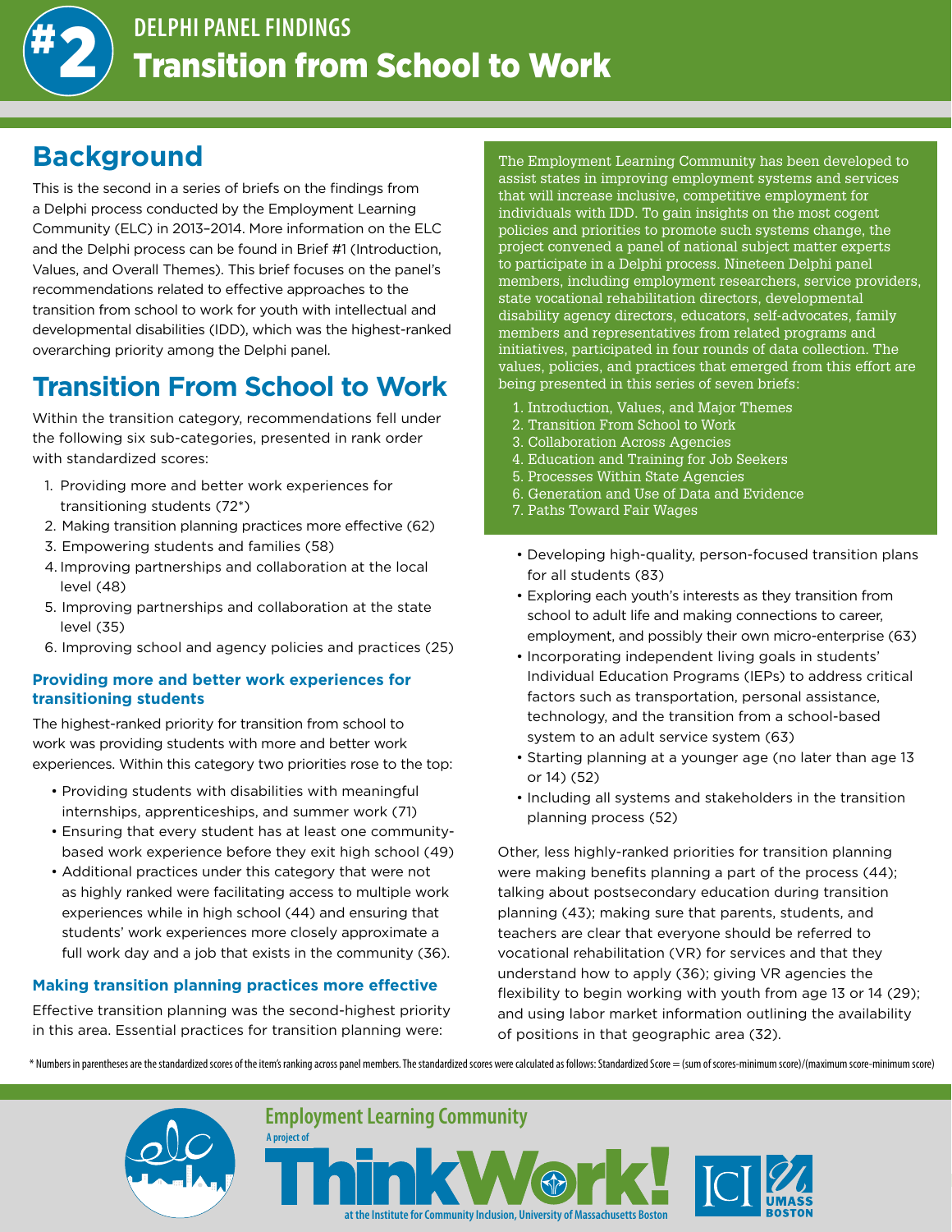# #2 DELPHI PANEL FINDINGS
# Transition from School to Work

## Background

This is the second in a series of briefs on the findings from a Delphi process conducted by the Employment Learning Community (ELC) in 2013–2014. More information on the ELC and the Delphi process can be found in Brief #1 (Introduction, Values, and Overall Themes). This brief focuses on the panel's recommendations related to effective approaches to the transition from school to work for youth with intellectual and developmental disabilities (IDD), which was the highest-ranked overarching priority among the Delphi panel.

> The Employment Learning Community has been developed to assist states in improving employment systems and services that will increase inclusive, competitive employment for individuals with IDD. To gain insights on the most cogent policies and priorities to promote such systems change, the project convened a panel of national subject matter experts to participate in a Delphi process. Nineteen Delphi panel members, including employment researchers, service providers, state vocational rehabilitation directors, developmental disability agency directors, educators, self-advocates, family members and representatives from related programs and initiatives, participated in four rounds of data collection. The values, policies, and practices that emerged from this effort are being presented in this series of seven briefs:
>
> 1. Introduction, Values, and Major Themes
> 2. Transition From School to Work
> 3. Collaboration Across Agencies
> 4. Education and Training for Job Seekers
> 5. Processes Within State Agencies
> 6. Generation and Use of Data and Evidence
> 7. Paths Toward Fair Wages

## Transition From School to Work

Within the transition category, recommendations fell under the following six sub-categories, presented in rank order with standardized scores:

1. Providing more and better work experiences for transitioning students (72*)
2. Making transition planning practices more effective (62)
3. Empowering students and families (58)
4. Improving partnerships and collaboration at the local level (48)
5. Improving partnerships and collaboration at the state level (35)
6. Improving school and agency policies and practices (25)

### Providing more and better work experiences for transitioning students

The highest-ranked priority for transition from school to work was providing students with more and better work experiences. Within this category two priorities rose to the top:

- Providing students with disabilities with meaningful internships, apprenticeships, and summer work (71)
- Ensuring that every student has at least one community-based work experience before they exit high school (49)
- Additional practices under this category that were not as highly ranked were facilitating access to multiple work experiences while in high school (44) and ensuring that students' work experiences more closely approximate a full work day and a job that exists in the community (36).

### Making transition planning practices more effective

Effective transition planning was the second-highest priority in this area. Essential practices for transition planning were:

- Developing high-quality, person-focused transition plans for all students (83)
- Exploring each youth's interests as they transition from school to adult life and making connections to career, employment, and possibly their own micro-enterprise (63)
- Incorporating independent living goals in students' Individual Education Programs (IEPs) to address critical factors such as transportation, personal assistance, technology, and the transition from a school-based system to an adult service system (63)
- Starting planning at a younger age (no later than age 13 or 14) (52)
- Including all systems and stakeholders in the transition planning process (52)

Other, less highly-ranked priorities for transition planning were making benefits planning a part of the process (44); talking about postsecondary education during transition planning (43); making sure that parents, students, and teachers are clear that everyone should be referred to vocational rehabilitation (VR) for services and that they understand how to apply (36); giving VR agencies the flexibility to begin working with youth from age 13 or 14 (29); and using labor market information outlining the availability of positions in that geographic area (32).

\* Numbers in parentheses are the standardized scores of the item's ranking across panel members. The standardized scores were calculated as follows: Standardized Score = (sum of scores-minimum score)/(maximum score-minimum score)

Employment Learning Community
A project of ThinkWork! at the Institute for Community Inclusion, University of Massachusetts Boston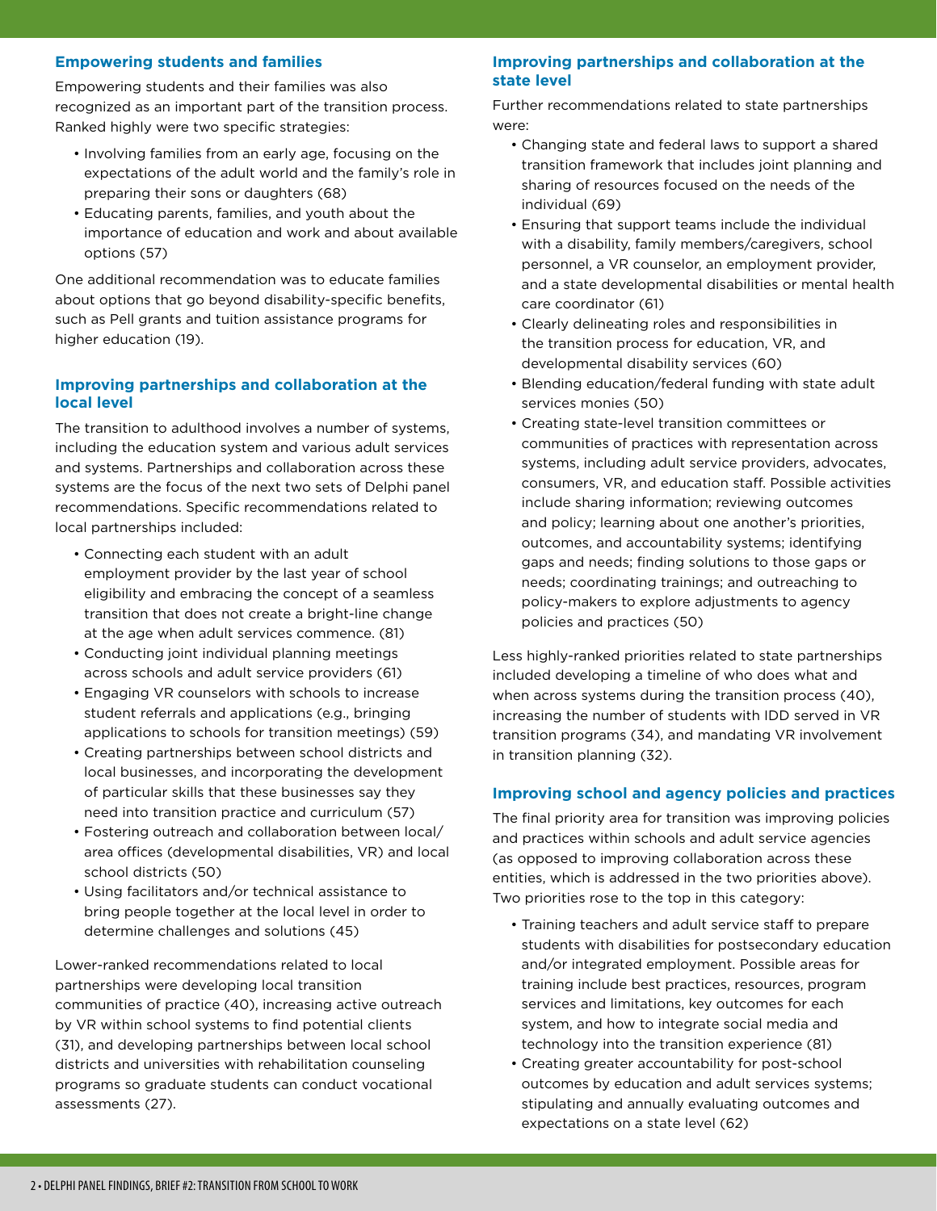### Empowering students and families

Empowering students and their families was also recognized as an important part of the transition process. Ranked highly were two specific strategies:

- Involving families from an early age, focusing on the expectations of the adult world and the family's role in preparing their sons or daughters (68)
- Educating parents, families, and youth about the importance of education and work and about available options (57)

One additional recommendation was to educate families about options that go beyond disability-specific benefits, such as Pell grants and tuition assistance programs for higher education (19).

### Improving partnerships and collaboration at the local level

The transition to adulthood involves a number of systems, including the education system and various adult services and systems. Partnerships and collaboration across these systems are the focus of the next two sets of Delphi panel recommendations. Specific recommendations related to local partnerships included:

- Connecting each student with an adult employment provider by the last year of school eligibility and embracing the concept of a seamless transition that does not create a bright-line change at the age when adult services commence. (81)
- Conducting joint individual planning meetings across schools and adult service providers (61)
- Engaging VR counselors with schools to increase student referrals and applications (e.g., bringing applications to schools for transition meetings) (59)
- Creating partnerships between school districts and local businesses, and incorporating the development of particular skills that these businesses say they need into transition practice and curriculum (57)
- Fostering outreach and collaboration between local/area offices (developmental disabilities, VR) and local school districts (50)
- Using facilitators and/or technical assistance to bring people together at the local level in order to determine challenges and solutions (45)

Lower-ranked recommendations related to local partnerships were developing local transition communities of practice (40), increasing active outreach by VR within school systems to find potential clients (31), and developing partnerships between local school districts and universities with rehabilitation counseling programs so graduate students can conduct vocational assessments (27).

### Improving partnerships and collaboration at the state level

Further recommendations related to state partnerships were:

- Changing state and federal laws to support a shared transition framework that includes joint planning and sharing of resources focused on the needs of the individual (69)
- Ensuring that support teams include the individual with a disability, family members/caregivers, school personnel, a VR counselor, an employment provider, and a state developmental disabilities or mental health care coordinator (61)
- Clearly delineating roles and responsibilities in the transition process for education, VR, and developmental disability services (60)
- Blending education/federal funding with state adult services monies (50)
- Creating state-level transition committees or communities of practices with representation across systems, including adult service providers, advocates, consumers, VR, and education staff. Possible activities include sharing information; reviewing outcomes and policy; learning about one another's priorities, outcomes, and accountability systems; identifying gaps and needs; finding solutions to those gaps or needs; coordinating trainings; and outreaching to policy-makers to explore adjustments to agency policies and practices (50)

Less highly-ranked priorities related to state partnerships included developing a timeline of who does what and when across systems during the transition process (40), increasing the number of students with IDD served in VR transition programs (34), and mandating VR involvement in transition planning (32).

### Improving school and agency policies and practices

The final priority area for transition was improving policies and practices within schools and adult service agencies (as opposed to improving collaboration across these entities, which is addressed in the two priorities above). Two priorities rose to the top in this category:

- Training teachers and adult service staff to prepare students with disabilities for postsecondary education and/or integrated employment. Possible areas for training include best practices, resources, program services and limitations, key outcomes for each system, and how to integrate social media and technology into the transition experience (81)
- Creating greater accountability for post-school outcomes by education and adult services systems; stipulating and annually evaluating outcomes and expectations on a state level (62)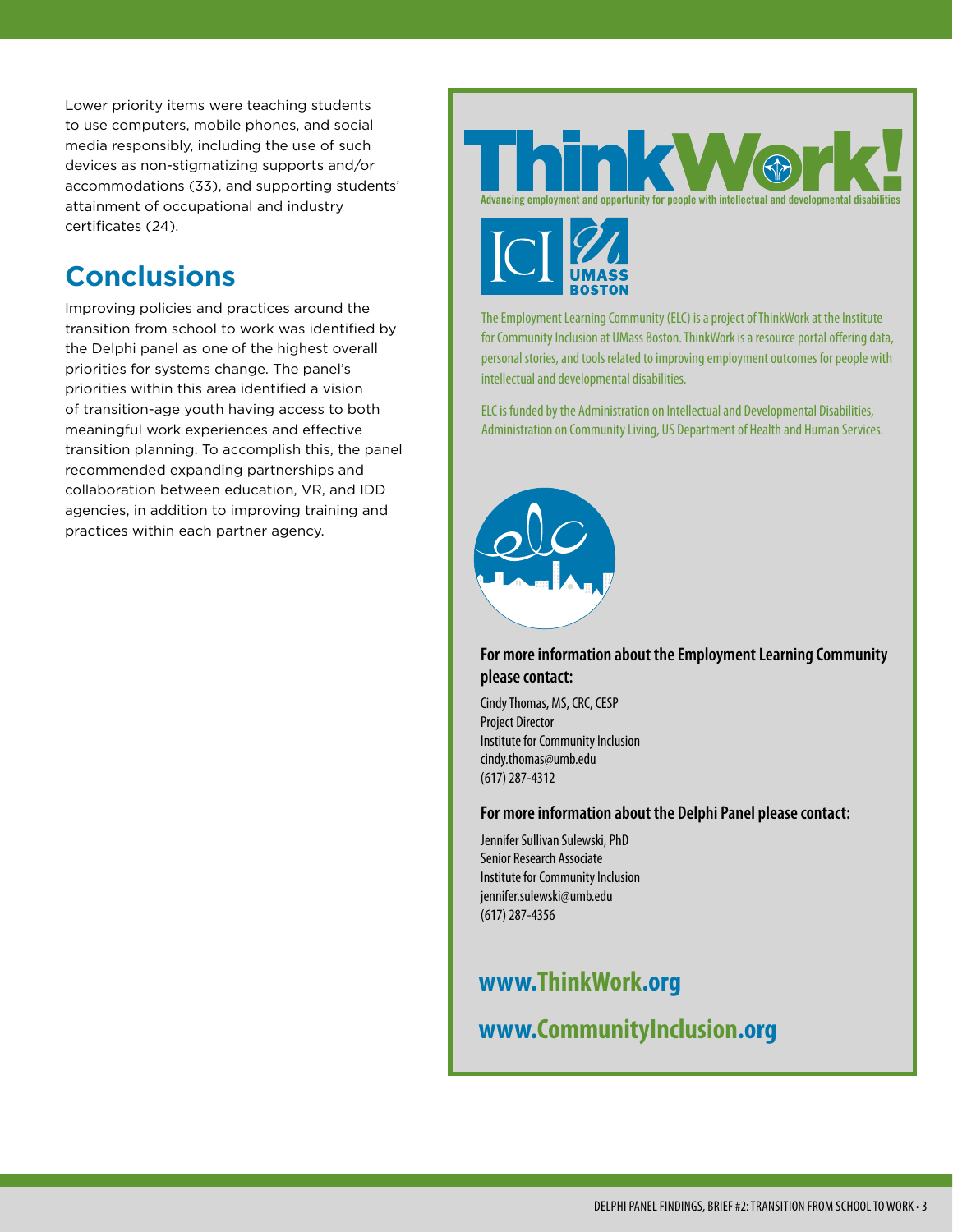Lower priority items were teaching students to use computers, mobile phones, and social media responsibly, including the use of such devices as non-stigmatizing supports and/or accommodations (33), and supporting students' attainment of occupational and industry certificates (24).

## Conclusions

Improving policies and practices around the transition from school to work was identified by the Delphi panel as one of the highest overall priorities for systems change. The panel's priorities within this area identified a vision of transition-age youth having access to both meaningful work experiences and effective transition planning. To accomplish this, the panel recommended expanding partnerships and collaboration between education, VR, and IDD agencies, in addition to improving training and practices within each partner agency.

ThinkWork!

Advancing employment and opportunity for people with intellectual and developmental disabilities

ICI UMASS BOSTON

The Employment Learning Community (ELC) is a project of ThinkWork at the Institute for Community Inclusion at UMass Boston. ThinkWork is a resource portal offering data, personal stories, and tools related to improving employment outcomes for people with intellectual and developmental disabilities.

ELC is funded by the Administration on Intellectual and Developmental Disabilities, Administration on Community Living, US Department of Health and Human Services.

**For more information about the Employment Learning Community please contact:**

Cindy Thomas, MS, CRC, CESP
Project Director
Institute for Community Inclusion
cindy.thomas@umb.edu
(617) 287-4312

**For more information about the Delphi Panel please contact:**

Jennifer Sullivan Sulewski, PhD
Senior Research Associate
Institute for Community Inclusion
jennifer.sulewski@umb.edu
(617) 287-4356

**www.ThinkWork.org**

**www.CommunityInclusion.org**